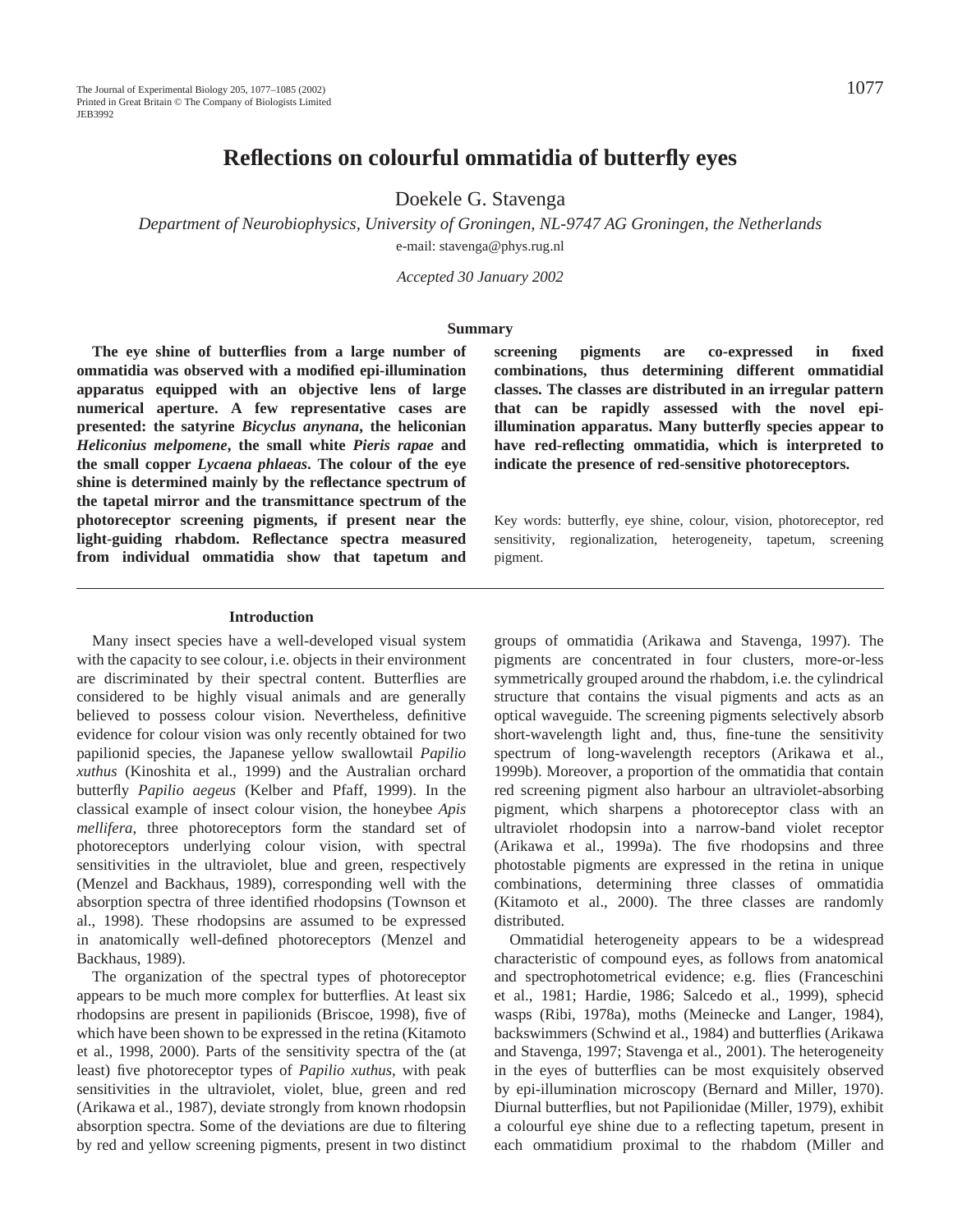# Reflections on colourful ommatidia of butterfly eyes

Doekele G. Stavenga

*Department of Neurobiophysics, University of Groningen, NL-9747 AG Groningen, the Netherlands*

e-mail: stavenga@phys.rug.nl

*Accepted 30 January 2002*

## Summary

**The eye shine of butterflies from a large number of ommatidia was observed with a modified epi-illumination apparatus equipped with an objective lens of large numerical aperture. A few representative cases are presented: the satyrine *Bicyclus anynana*, the heliconian *Heliconius melpomene*, the small white *Pieris rapae* and the small copper *Lycaena phlaeas*. The colour of the eye shine is determined mainly by the reflectance spectrum of the tapetal mirror and the transmittance spectrum of the photoreceptor screening pigments, if present near the light-guiding rhabdom. Reflectance spectra measured from individual ommatidia show that tapetum and screening pigments are co-expressed in fixed combinations, thus determining different ommatidial classes. The classes are distributed in an irregular pattern that can be rapidly assessed with the novel epi-illumination apparatus. Many butterfly species appear to have red-reflecting ommatidia, which is interpreted to indicate the presence of red-sensitive photoreceptors.**

Key words: butterfly, eye shine, colour, vision, photoreceptor, red sensitivity, regionalization, heterogeneity, tapetum, screening pigment.

## Introduction

Many insect species have a well-developed visual system with the capacity to see colour, i.e. objects in their environment are discriminated by their spectral content. Butterflies are considered to be highly visual animals and are generally believed to possess colour vision. Nevertheless, definitive evidence for colour vision was only recently obtained for two papilionid species, the Japanese yellow swallowtail *Papilio xuthus* (Kinoshita et al., 1999) and the Australian orchard butterfly *Papilio aegeus* (Kelber and Pfaff, 1999). In the classical example of insect colour vision, the honeybee *Apis mellifera*, three photoreceptors form the standard set of photoreceptors underlying colour vision, with spectral sensitivities in the ultraviolet, blue and green, respectively (Menzel and Backhaus, 1989), corresponding well with the absorption spectra of three identified rhodopsins (Townson et al., 1998). These rhodopsins are assumed to be expressed in anatomically well-defined photoreceptors (Menzel and Backhaus, 1989).

The organization of the spectral types of photoreceptor appears to be much more complex for butterflies. At least six rhodopsins are present in papilionids (Briscoe, 1998), five of which have been shown to be expressed in the retina (Kitamoto et al., 1998, 2000). Parts of the sensitivity spectra of the (at least) five photoreceptor types of *Papilio xuthus*, with peak sensitivities in the ultraviolet, violet, blue, green and red (Arikawa et al., 1987), deviate strongly from known rhodopsin absorption spectra. Some of the deviations are due to filtering by red and yellow screening pigments, present in two distinct groups of ommatidia (Arikawa and Stavenga, 1997). The pigments are concentrated in four clusters, more-or-less symmetrically grouped around the rhabdom, i.e. the cylindrical structure that contains the visual pigments and acts as an optical waveguide. The screening pigments selectively absorb short-wavelength light and, thus, fine-tune the sensitivity spectrum of long-wavelength receptors (Arikawa et al., 1999b). Moreover, a proportion of the ommatidia that contain red screening pigment also harbour an ultraviolet-absorbing pigment, which sharpens a photoreceptor class with an ultraviolet rhodopsin into a narrow-band violet receptor (Arikawa et al., 1999a). The five rhodopsins and three photostable pigments are expressed in the retina in unique combinations, determining three classes of ommatidia (Kitamoto et al., 2000). The three classes are randomly distributed.

Ommatidial heterogeneity appears to be a widespread characteristic of compound eyes, as follows from anatomical and spectrophotometrical evidence; e.g. flies (Franceschini et al., 1981; Hardie, 1986; Salcedo et al., 1999), sphecid wasps (Ribi, 1978a), moths (Meinecke and Langer, 1984), backswimmers (Schwind et al., 1984) and butterflies (Arikawa and Stavenga, 1997; Stavenga et al., 2001). The heterogeneity in the eyes of butterflies can be most exquisitely observed by epi-illumination microscopy (Bernard and Miller, 1970). Diurnal butterflies, but not Papilionidae (Miller, 1979), exhibit a colourful eye shine due to a reflecting tapetum, present in each ommatidium proximal to the rhabdom (Miller and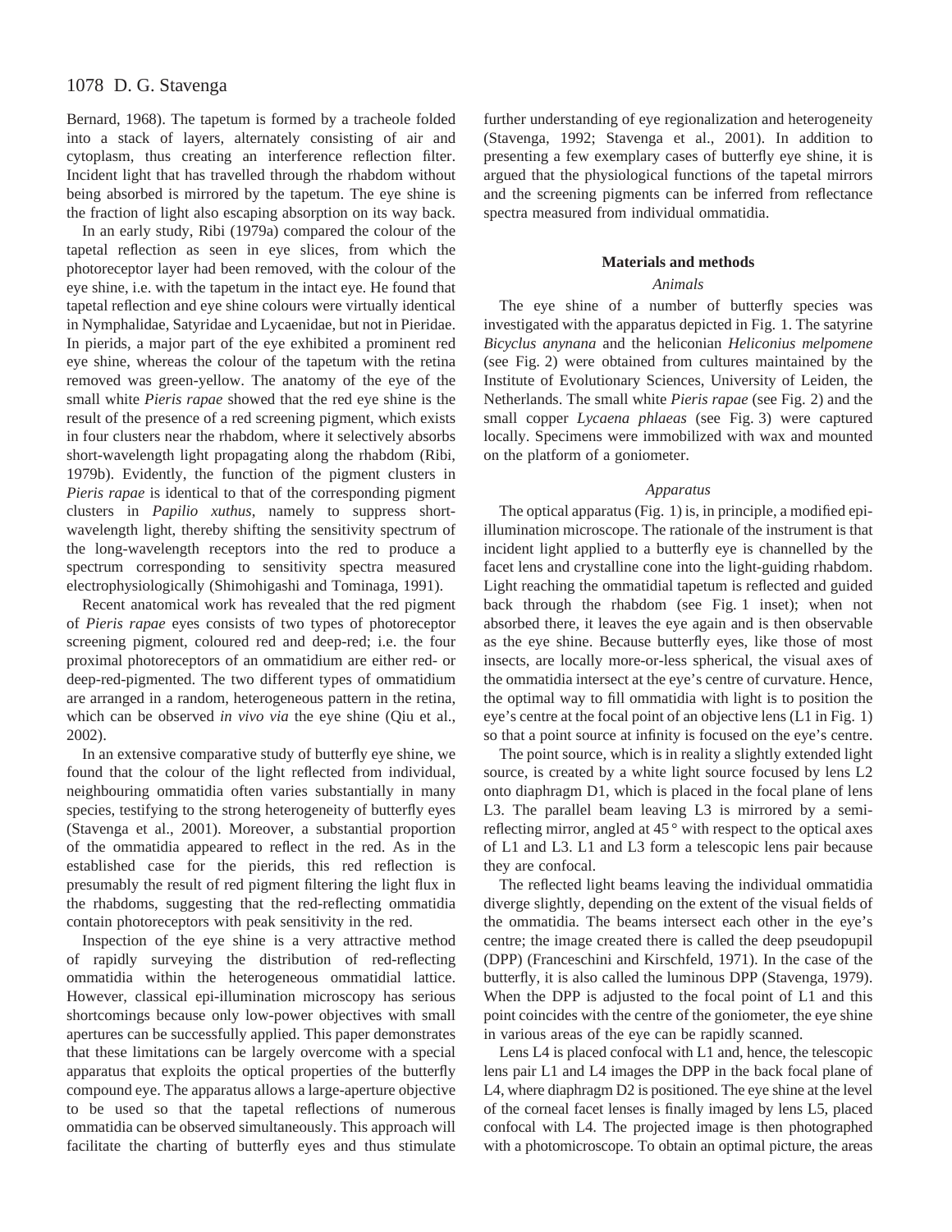Bernard, 1968). The tapetum is formed by a tracheole folded into a stack of layers, alternately consisting of air and cytoplasm, thus creating an interference reflection filter. Incident light that has travelled through the rhabdom without being absorbed is mirrored by the tapetum. The eye shine is the fraction of light also escaping absorption on its way back.

In an early study, Ribi (1979a) compared the colour of the tapetal reflection as seen in eye slices, from which the photoreceptor layer had been removed, with the colour of the eye shine, i.e. with the tapetum in the intact eye. He found that tapetal reflection and eye shine colours were virtually identical in Nymphalidae, Satyridae and Lycaenidae, but not in Pieridae. In pierids, a major part of the eye exhibited a prominent red eye shine, whereas the colour of the tapetum with the retina removed was green-yellow. The anatomy of the eye of the small white *Pieris rapae* showed that the red eye shine is the result of the presence of a red screening pigment, which exists in four clusters near the rhabdom, where it selectively absorbs short-wavelength light propagating along the rhabdom (Ribi, 1979b). Evidently, the function of the pigment clusters in *Pieris rapae* is identical to that of the corresponding pigment clusters in *Papilio xuthus*, namely to suppress short-wavelength light, thereby shifting the sensitivity spectrum of the long-wavelength receptors into the red to produce a spectrum corresponding to sensitivity spectra measured electrophysiologically (Shimohigashi and Tominaga, 1991).

Recent anatomical work has revealed that the red pigment of *Pieris rapae* eyes consists of two types of photoreceptor screening pigment, coloured red and deep-red; i.e. the four proximal photoreceptors of an ommatidium are either red- or deep-red-pigmented. The two different types of ommatidium are arranged in a random, heterogeneous pattern in the retina, which can be observed *in vivo via* the eye shine (Qiu et al., 2002).

In an extensive comparative study of butterfly eye shine, we found that the colour of the light reflected from individual, neighbouring ommatidia often varies substantially in many species, testifying to the strong heterogeneity of butterfly eyes (Stavenga et al., 2001). Moreover, a substantial proportion of the ommatidia appeared to reflect in the red. As in the established case for the pierids, this red reflection is presumably the result of red pigment filtering the light flux in the rhabdoms, suggesting that the red-reflecting ommatidia contain photoreceptors with peak sensitivity in the red.

Inspection of the eye shine is a very attractive method of rapidly surveying the distribution of red-reflecting ommatidia within the heterogeneous ommatidial lattice. However, classical epi-illumination microscopy has serious shortcomings because only low-power objectives with small apertures can be successfully applied. This paper demonstrates that these limitations can be largely overcome with a special apparatus that exploits the optical properties of the butterfly compound eye. The apparatus allows a large-aperture objective to be used so that the tapetal reflections of numerous ommatidia can be observed simultaneously. This approach will facilitate the charting of butterfly eyes and thus stimulate further understanding of eye regionalization and heterogeneity (Stavenga, 1992; Stavenga et al., 2001). In addition to presenting a few exemplary cases of butterfly eye shine, it is argued that the physiological functions of the tapetal mirrors and the screening pigments can be inferred from reflectance spectra measured from individual ommatidia.

## Materials and methods

### *Animals*

The eye shine of a number of butterfly species was investigated with the apparatus depicted in Fig. 1. The satyrine *Bicyclus anynana* and the heliconian *Heliconius melpomene* (see Fig. 2) were obtained from cultures maintained by the Institute of Evolutionary Sciences, University of Leiden, the Netherlands. The small white *Pieris rapae* (see Fig. 2) and the small copper *Lycaena phlaeas* (see Fig. 3) were captured locally. Specimens were immobilized with wax and mounted on the platform of a goniometer.

### *Apparatus*

The optical apparatus (Fig. 1) is, in principle, a modified epi-illumination microscope. The rationale of the instrument is that incident light applied to a butterfly eye is channelled by the facet lens and crystalline cone into the light-guiding rhabdom. Light reaching the ommatidial tapetum is reflected and guided back through the rhabdom (see Fig. 1 inset); when not absorbed there, it leaves the eye again and is then observable as the eye shine. Because butterfly eyes, like those of most insects, are locally more-or-less spherical, the visual axes of the ommatidia intersect at the eye's centre of curvature. Hence, the optimal way to fill ommatidia with light is to position the eye's centre at the focal point of an objective lens (L1 in Fig. 1) so that a point source at infinity is focused on the eye's centre.

The point source, which is in reality a slightly extended light source, is created by a white light source focused by lens L2 onto diaphragm D1, which is placed in the focal plane of lens L3. The parallel beam leaving L3 is mirrored by a semi-reflecting mirror, angled at 45° with respect to the optical axes of L1 and L3. L1 and L3 form a telescopic lens pair because they are confocal.

The reflected light beams leaving the individual ommatidia diverge slightly, depending on the extent of the visual fields of the ommatidia. The beams intersect each other in the eye's centre; the image created there is called the deep pseudopupil (DPP) (Franceschini and Kirschfeld, 1971). In the case of the butterfly, it is also called the luminous DPP (Stavenga, 1979). When the DPP is adjusted to the focal point of L1 and this point coincides with the centre of the goniometer, the eye shine in various areas of the eye can be rapidly scanned.

Lens L4 is placed confocal with L1 and, hence, the telescopic lens pair L1 and L4 images the DPP in the back focal plane of L4, where diaphragm D2 is positioned. The eye shine at the level of the corneal facet lenses is finally imaged by lens L5, placed confocal with L4. The projected image is then photographed with a photomicroscope. To obtain an optimal picture, the areas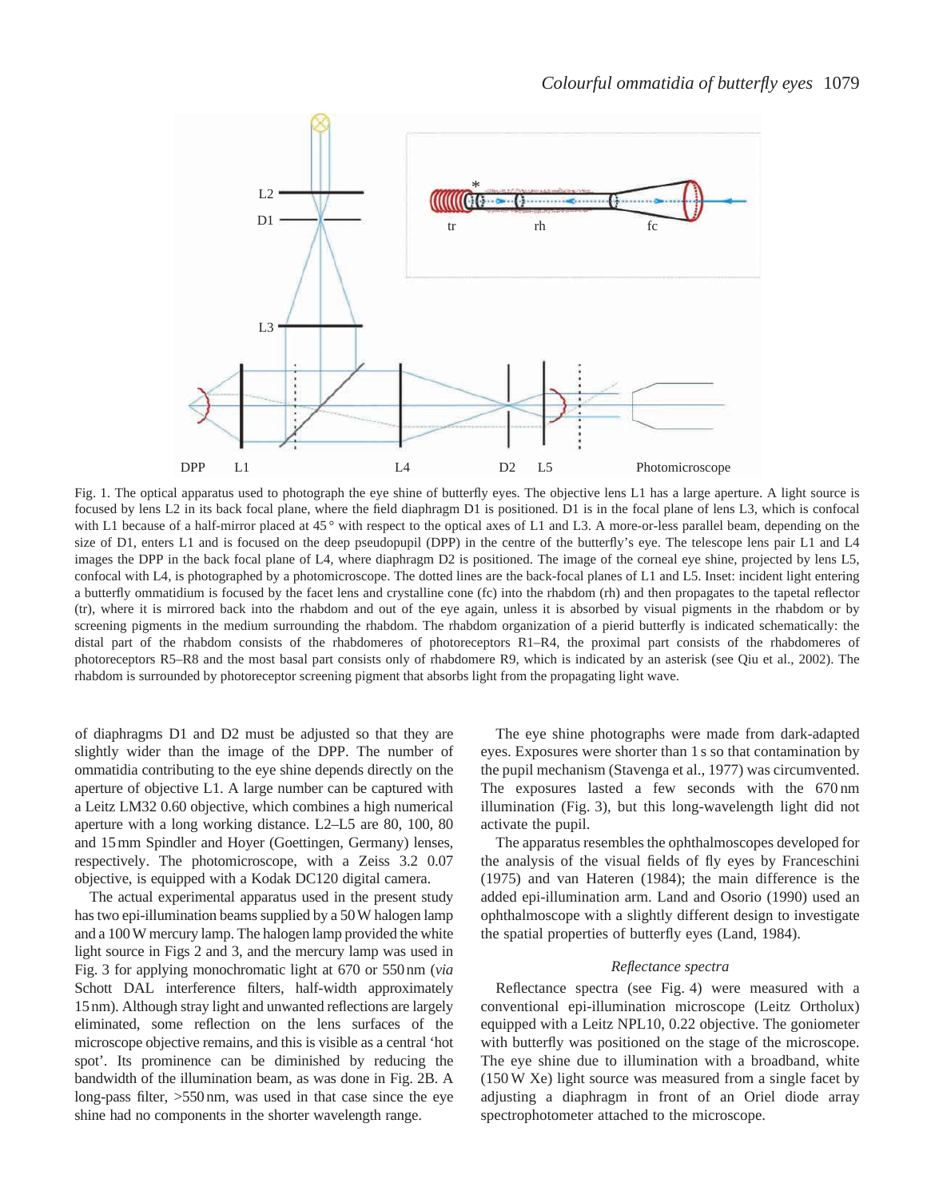Fig. 1. The optical apparatus used to photograph the eye shine of butterfly eyes. The objective lens L1 has a large aperture. A light source is focused by lens L2 in its back focal plane, where the field diaphragm D1 is positioned. D1 is in the focal plane of lens L3, which is confocal with L1 because of a half-mirror placed at 45° with respect to the optical axes of L1 and L3. A more-or-less parallel beam, depending on the size of D1, enters L1 and is focused on the deep pseudopupil (DPP) in the centre of the butterfly's eye. The telescope lens pair L1 and L4 images the DPP in the back focal plane of L4, where diaphragm D2 is positioned. The image of the corneal eye shine, projected by lens L5, confocal with L4, is photographed by a photomicroscope. The dotted lines are the back-focal planes of L1 and L5. Inset: incident light entering a butterfly ommatidium is focused by the facet lens and crystalline cone (fc) into the rhabdom (rh) and then propagates to the tapetal reflector (tr), where it is mirrored back into the rhabdom and out of the eye again, unless it is absorbed by visual pigments in the rhabdom or by screening pigments in the medium surrounding the rhabdom. The rhabdom organization of a pierid butterfly is indicated schematically: the distal part of the rhabdom consists of the rhabdomeres of photoreceptors R1–R4, the proximal part consists of the rhabdomeres of photoreceptors R5–R8 and the most basal part consists only of rhabdomere R9, which is indicated by an asterisk (see Qiu et al., 2002). The rhabdom is surrounded by photoreceptor screening pigment that absorbs light from the propagating light wave.

of diaphragms D1 and D2 must be adjusted so that they are slightly wider than the image of the DPP. The number of ommatidia contributing to the eye shine depends directly on the aperture of objective L1. A large number can be captured with a Leitz LM32 0.60 objective, which combines a high numerical aperture with a long working distance. L2–L5 are 80, 100, 80 and 15 mm Spindler and Hoyer (Goettingen, Germany) lenses, respectively. The photomicroscope, with a Zeiss 3.2 0.07 objective, is equipped with a Kodak DC120 digital camera.

The actual experimental apparatus used in the present study has two epi-illumination beams supplied by a 50 W halogen lamp and a 100 W mercury lamp. The halogen lamp provided the white light source in Figs 2 and 3, and the mercury lamp was used in Fig. 3 for applying monochromatic light at 670 or 550 nm (*via* Schott DAL interference filters, half-width approximately 15 nm). Although stray light and unwanted reflections are largely eliminated, some reflection on the lens surfaces of the microscope objective remains, and this is visible as a central 'hot spot'. Its prominence can be diminished by reducing the bandwidth of the illumination beam, as was done in Fig. 2B. A long-pass filter, >550 nm, was used in that case since the eye shine had no components in the shorter wavelength range.

The eye shine photographs were made from dark-adapted eyes. Exposures were shorter than 1 s so that contamination by the pupil mechanism (Stavenga et al., 1977) was circumvented. The exposures lasted a few seconds with the 670 nm illumination (Fig. 3), but this long-wavelength light did not activate the pupil.

The apparatus resembles the ophthalmoscopes developed for the analysis of the visual fields of fly eyes by Franceschini (1975) and van Hateren (1984); the main difference is the added epi-illumination arm. Land and Osorio (1990) used an ophthalmoscope with a slightly different design to investigate the spatial properties of butterfly eyes (Land, 1984).

### *Reflectance spectra*

Reflectance spectra (see Fig. 4) were measured with a conventional epi-illumination microscope (Leitz Ortholux) equipped with a Leitz NPL10, 0.22 objective. The goniometer with butterfly was positioned on the stage of the microscope. The eye shine due to illumination with a broadband, white (150 W Xe) light source was measured from a single facet by adjusting a diaphragm in front of an Oriel diode array spectrophotometer attached to the microscope.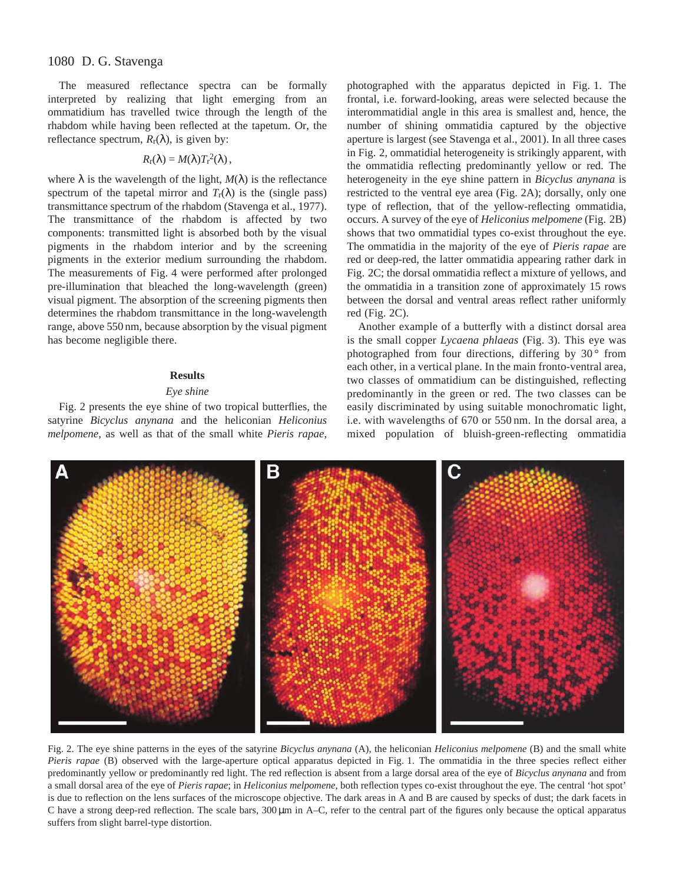The measured reflectance spectra can be formally interpreted by realizing that light emerging from an ommatidium has travelled twice through the length of the rhabdom while having been reflected at the tapetum. Or, the reflectance spectrum, $R_r(\lambda)$, is given by:

$$R_r(\lambda) = M(\lambda)T_r^2(\lambda)\,,$$

where $\lambda$ is the wavelength of the light, $M(\lambda)$ is the reflectance spectrum of the tapetal mirror and $T_r(\lambda)$ is the (single pass) transmittance spectrum of the rhabdom (Stavenga et al., 1977). The transmittance of the rhabdom is affected by two components: transmitted light is absorbed both by the visual pigments in the rhabdom interior and by the screening pigments in the exterior medium surrounding the rhabdom. The measurements of Fig. 4 were performed after prolonged pre-illumination that bleached the long-wavelength (green) visual pigment. The absorption of the screening pigments then determines the rhabdom transmittance in the long-wavelength range, above 550 nm, because absorption by the visual pigment has become negligible there.

## Results

### *Eye shine*

Fig. 2 presents the eye shine of two tropical butterflies, the satyrine *Bicyclus anynana* and the heliconian *Heliconius melpomene*, as well as that of the small white *Pieris rapae*, photographed with the apparatus depicted in Fig. 1. The frontal, i.e. forward-looking, areas were selected because the interommatidial angle in this area is smallest and, hence, the number of shining ommatidia captured by the objective aperture is largest (see Stavenga et al., 2001). In all three cases in Fig. 2, ommatidial heterogeneity is strikingly apparent, with the ommatidia reflecting predominantly yellow or red. The heterogeneity in the eye shine pattern in *Bicyclus anynana* is restricted to the ventral eye area (Fig. 2A); dorsally, only one type of reflection, that of the yellow-reflecting ommatidia, occurs. A survey of the eye of *Heliconius melpomene* (Fig. 2B) shows that two ommatidial types co-exist throughout the eye. The ommatidia in the majority of the eye of *Pieris rapae* are red or deep-red, the latter ommatidia appearing rather dark in Fig. 2C; the dorsal ommatidia reflect a mixture of yellows, and the ommatidia in a transition zone of approximately 15 rows between the dorsal and ventral areas reflect rather uniformly red (Fig. 2C).

Another example of a butterfly with a distinct dorsal area is the small copper *Lycaena phlaeas* (Fig. 3). This eye was photographed from four directions, differing by 30° from each other, in a vertical plane. In the main fronto-ventral area, two classes of ommatidium can be distinguished, reflecting predominantly in the green or red. The two classes can be easily discriminated by using suitable monochromatic light, i.e. with wavelengths of 670 or 550 nm. In the dorsal area, a mixed population of bluish-green-reflecting ommatidia

Fig. 2. The eye shine patterns in the eyes of the satyrine *Bicyclus anynana* (A), the heliconian *Heliconius melpomene* (B) and the small white *Pieris rapae* (B) observed with the large-aperture optical apparatus depicted in Fig. 1. The ommatidia in the three species reflect either predominantly yellow or predominantly red light. The red reflection is absent from a large dorsal area of the eye of *Bicyclus anynana* and from a small dorsal area of the eye of *Pieris rapae*; in *Heliconius melpomene*, both reflection types co-exist throughout the eye. The central 'hot spot' is due to reflection on the lens surfaces of the microscope objective. The dark areas in A and B are caused by specks of dust; the dark facets in C have a strong deep-red reflection. The scale bars, 300 μm in A–C, refer to the central part of the figures only because the optical apparatus suffers from slight barrel-type distortion.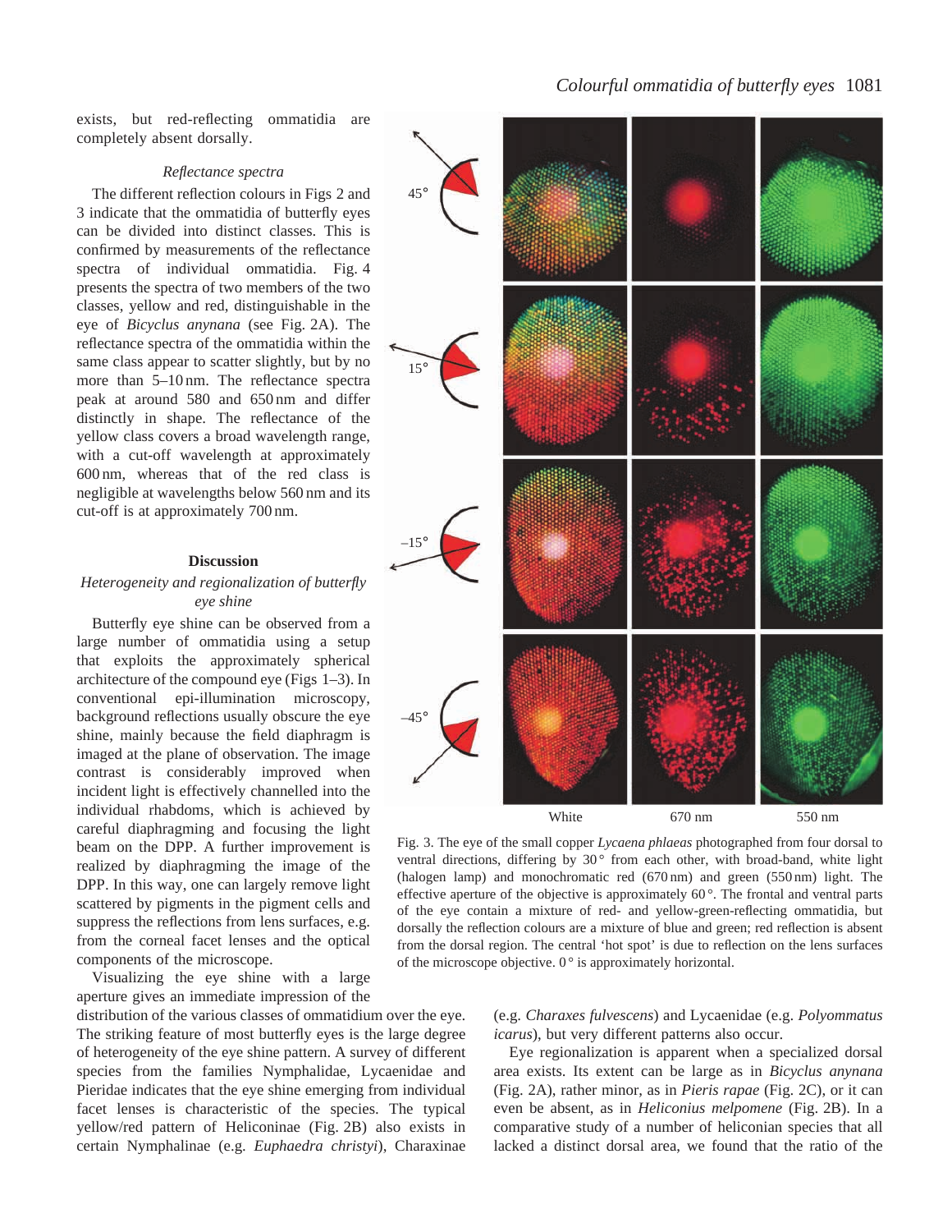exists, but red-reflecting ommatidia are completely absent dorsally.

### *Reflectance spectra*

The different reflection colours in Figs 2 and 3 indicate that the ommatidia of butterfly eyes can be divided into distinct classes. This is confirmed by measurements of the reflectance spectra of individual ommatidia. Fig. 4 presents the spectra of two members of the two classes, yellow and red, distinguishable in the eye of *Bicyclus anynana* (see Fig. 2A). The reflectance spectra of the ommatidia within the same class appear to scatter slightly, but by no more than 5–10 nm. The reflectance spectra peak at around 580 and 650 nm and differ distinctly in shape. The reflectance of the yellow class covers a broad wavelength range, with a cut-off wavelength at approximately 600 nm, whereas that of the red class is negligible at wavelengths below 560 nm and its cut-off is at approximately 700 nm.

Fig. 3. The eye of the small copper *Lycaena phlaeas* photographed from four dorsal to ventral directions, differing by 30° from each other, with broad-band, white light (halogen lamp) and monochromatic red (670 nm) and green (550 nm) light. The effective aperture of the objective is approximately 60°. The frontal and ventral parts of the eye contain a mixture of red- and yellow-green-reflecting ommatidia, but dorsally the reflection colours are a mixture of blue and green; red reflection is absent from the dorsal region. The central 'hot spot' is due to reflection on the lens surfaces of the microscope objective. 0° is approximately horizontal.

## Discussion

### *Heterogeneity and regionalization of butterfly eye shine*

Butterfly eye shine can be observed from a large number of ommatidia using a setup that exploits the approximately spherical architecture of the compound eye (Figs 1–3). In conventional epi-illumination microscopy, background reflections usually obscure the eye shine, mainly because the field diaphragm is imaged at the plane of observation. The image contrast is considerably improved when incident light is effectively channelled into the individual rhabdoms, which is achieved by careful diaphragming and focusing the light beam on the DPP. A further improvement is realized by diaphragming the image of the DPP. In this way, one can largely remove light scattered by pigments in the pigment cells and suppress the reflections from lens surfaces, e.g. from the corneal facet lenses and the optical components of the microscope.

Visualizing the eye shine with a large aperture gives an immediate impression of the distribution of the various classes of ommatidium over the eye. The striking feature of most butterfly eyes is the large degree of heterogeneity of the eye shine pattern. A survey of different species from the families Nymphalidae, Lycaenidae and Pieridae indicates that the eye shine emerging from individual facet lenses is characteristic of the species. The typical yellow/red pattern of Heliconinae (Fig. 2B) also exists in certain Nymphalinae (e.g. *Euphaedra christyi*), Charaxinae (e.g. *Charaxes fulvescens*) and Lycaenidae (e.g. *Polyommatus icarus*), but very different patterns also occur.

Eye regionalization is apparent when a specialized dorsal area exists. Its extent can be large as in *Bicyclus anynana* (Fig. 2A), rather minor, as in *Pieris rapae* (Fig. 2C), or it can even be absent, as in *Heliconius melpomene* (Fig. 2B). In a comparative study of a number of heliconian species that all lacked a distinct dorsal area, we found that the ratio of the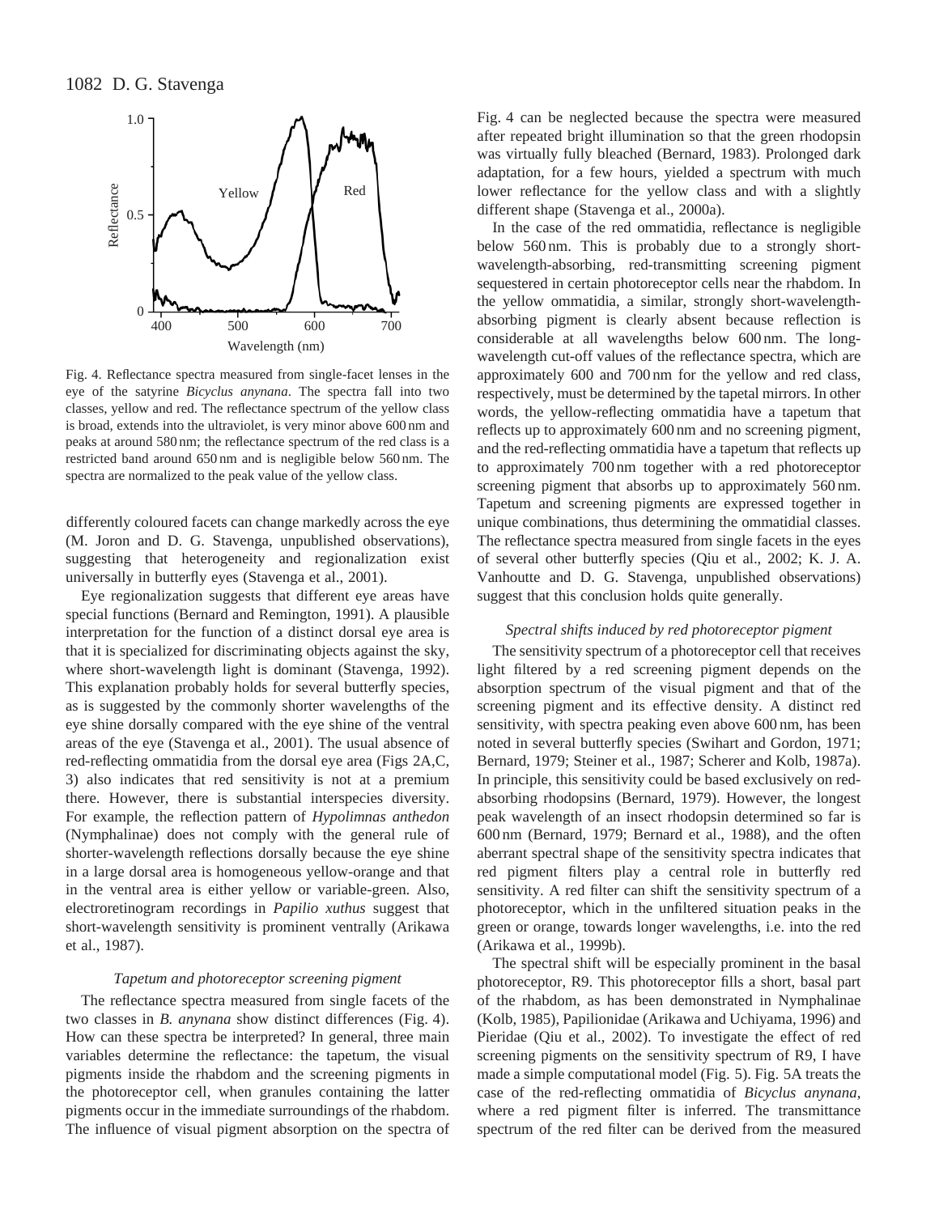Fig. 4. Reflectance spectra measured from single-facet lenses in the eye of the satyrine *Bicyclus anynana*. The spectra fall into two classes, yellow and red. The reflectance spectrum of the yellow class is broad, extends into the ultraviolet, is very minor above 600 nm and peaks at around 580 nm; the reflectance spectrum of the red class is a restricted band around 650 nm and is negligible below 560 nm. The spectra are normalized to the peak value of the yellow class.

differently coloured facets can change markedly across the eye (M. Joron and D. G. Stavenga, unpublished observations), suggesting that heterogeneity and regionalization exist universally in butterfly eyes (Stavenga et al., 2001).

Eye regionalization suggests that different eye areas have special functions (Bernard and Remington, 1991). A plausible interpretation for the function of a distinct dorsal eye area is that it is specialized for discriminating objects against the sky, where short-wavelength light is dominant (Stavenga, 1992). This explanation probably holds for several butterfly species, as is suggested by the commonly shorter wavelengths of the eye shine dorsally compared with the eye shine of the ventral areas of the eye (Stavenga et al., 2001). The usual absence of red-reflecting ommatidia from the dorsal eye area (Figs 2A,C, 3) also indicates that red sensitivity is not at a premium there. However, there is substantial interspecies diversity. For example, the reflection pattern of *Hypolimnas anthedon* (Nymphalinae) does not comply with the general rule of shorter-wavelength reflections dorsally because the eye shine in a large dorsal area is homogeneous yellow-orange and that in the ventral area is either yellow or variable-green. Also, electroretinogram recordings in *Papilio xuthus* suggest that short-wavelength sensitivity is prominent ventrally (Arikawa et al., 1987).

### *Tapetum and photoreceptor screening pigment*

The reflectance spectra measured from single facets of the two classes in *B. anynana* show distinct differences (Fig. 4). How can these spectra be interpreted? In general, three main variables determine the reflectance: the tapetum, the visual pigments inside the rhabdom and the screening pigments in the photoreceptor cell, when granules containing the latter pigments occur in the immediate surroundings of the rhabdom. The influence of visual pigment absorption on the spectra of Fig. 4 can be neglected because the spectra were measured after repeated bright illumination so that the green rhodopsin was virtually fully bleached (Bernard, 1983). Prolonged dark adaptation, for a few hours, yielded a spectrum with much lower reflectance for the yellow class and with a slightly different shape (Stavenga et al., 2000a).

In the case of the red ommatidia, reflectance is negligible below 560 nm. This is probably due to a strongly short-wavelength-absorbing, red-transmitting screening pigment sequestered in certain photoreceptor cells near the rhabdom. In the yellow ommatidia, a similar, strongly short-wavelength-absorbing pigment is clearly absent because reflection is considerable at all wavelengths below 600 nm. The long-wavelength cut-off values of the reflectance spectra, which are approximately 600 and 700 nm for the yellow and red class, respectively, must be determined by the tapetal mirrors. In other words, the yellow-reflecting ommatidia have a tapetum that reflects up to approximately 600 nm and no screening pigment, and the red-reflecting ommatidia have a tapetum that reflects up to approximately 700 nm together with a red photoreceptor screening pigment that absorbs up to approximately 560 nm. Tapetum and screening pigments are expressed together in unique combinations, thus determining the ommatidial classes. The reflectance spectra measured from single facets in the eyes of several other butterfly species (Qiu et al., 2002; K. J. A. Vanhoutte and D. G. Stavenga, unpublished observations) suggest that this conclusion holds quite generally.

### *Spectral shifts induced by red photoreceptor pigment*

The sensitivity spectrum of a photoreceptor cell that receives light filtered by a red screening pigment depends on the absorption spectrum of the visual pigment and that of the screening pigment and its effective density. A distinct red sensitivity, with spectra peaking even above 600 nm, has been noted in several butterfly species (Swihart and Gordon, 1971; Bernard, 1979; Steiner et al., 1987; Scherer and Kolb, 1987a). In principle, this sensitivity could be based exclusively on red-absorbing rhodopsins (Bernard, 1979). However, the longest peak wavelength of an insect rhodopsin determined so far is 600 nm (Bernard, 1979; Bernard et al., 1988), and the often aberrant spectral shape of the sensitivity spectra indicates that red pigment filters play a central role in butterfly red sensitivity. A red filter can shift the sensitivity spectrum of a photoreceptor, which in the unfiltered situation peaks in the green or orange, towards longer wavelengths, i.e. into the red (Arikawa et al., 1999b).

The spectral shift will be especially prominent in the basal photoreceptor, R9. This photoreceptor fills a short, basal part of the rhabdom, as has been demonstrated in Nymphalinae (Kolb, 1985), Papilionidae (Arikawa and Uchiyama, 1996) and Pieridae (Qiu et al., 2002). To investigate the effect of red screening pigments on the sensitivity spectrum of R9, I have made a simple computational model (Fig. 5). Fig. 5A treats the case of the red-reflecting ommatidia of *Bicyclus anynana*, where a red pigment filter is inferred. The transmittance spectrum of the red filter can be derived from the measured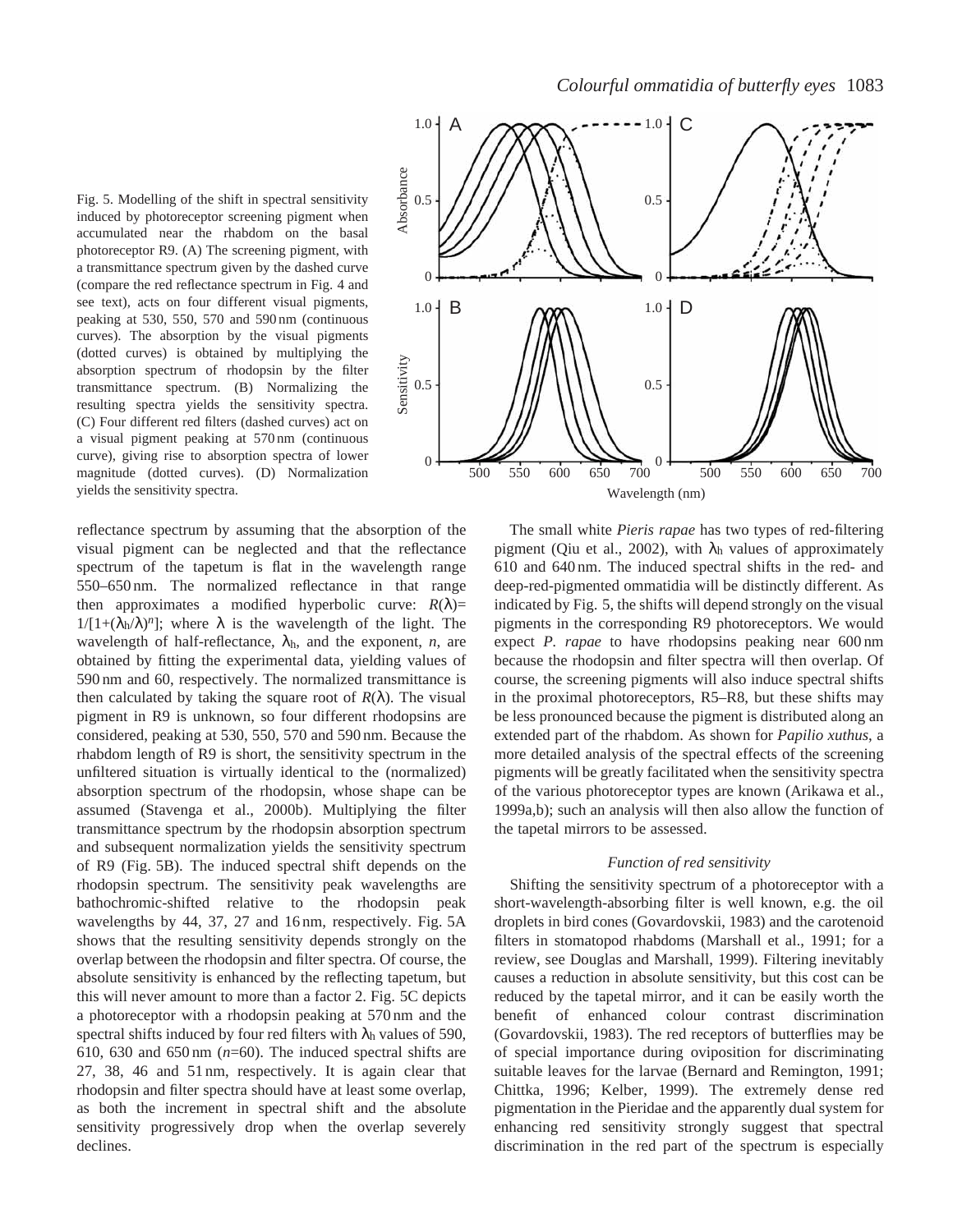Fig. 5. Modelling of the shift in spectral sensitivity induced by photoreceptor screening pigment when accumulated near the rhabdom on the basal photoreceptor R9. (A) The screening pigment, with a transmittance spectrum given by the dashed curve (compare the red reflectance spectrum in Fig. 4 and see text), acts on four different visual pigments, peaking at 530, 550, 570 and 590 nm (continuous curves). The absorption by the visual pigments (dotted curves) is obtained by multiplying the absorption spectrum of rhodopsin by the filter transmittance spectrum. (B) Normalizing the resulting spectra yields the sensitivity spectra. (C) Four different red filters (dashed curves) act on a visual pigment peaking at 570 nm (continuous curve), giving rise to absorption spectra of lower magnitude (dotted curves). (D) Normalization yields the sensitivity spectra.

reflectance spectrum by assuming that the absorption of the visual pigment can be neglected and that the reflectance spectrum of the tapetum is flat in the wavelength range 550–650 nm. The normalized reflectance in that range then approximates a modified hyperbolic curve: $R(\lambda)=1/[1+(\lambda_h/\lambda)^n]$; where $\lambda$ is the wavelength of the light. The wavelength of half-reflectance, $\lambda_h$, and the exponent, $n$, are obtained by fitting the experimental data, yielding values of 590 nm and 60, respectively. The normalized transmittance is then calculated by taking the square root of $R(\lambda)$. The visual pigment in R9 is unknown, so four different rhodopsins are considered, peaking at 530, 550, 570 and 590 nm. Because the rhabdom length of R9 is short, the sensitivity spectrum in the unfiltered situation is virtually identical to the (normalized) absorption spectrum of the rhodopsin, whose shape can be assumed (Stavenga et al., 2000b). Multiplying the filter transmittance spectrum by the rhodopsin absorption spectrum and subsequent normalization yields the sensitivity spectrum of R9 (Fig. 5B). The induced spectral shift depends on the rhodopsin spectrum. The sensitivity peak wavelengths are bathochromic-shifted relative to the rhodopsin peak wavelengths by 44, 37, 27 and 16 nm, respectively. Fig. 5A shows that the resulting sensitivity depends strongly on the overlap between the rhodopsin and filter spectra. Of course, the absolute sensitivity is enhanced by the reflecting tapetum, but this will never amount to more than a factor 2. Fig. 5C depicts a photoreceptor with a rhodopsin peaking at 570 nm and the spectral shifts induced by four red filters with $\lambda_h$ values of 590, 610, 630 and 650 nm ($n$=60). The induced spectral shifts are 27, 38, 46 and 51 nm, respectively. It is again clear that rhodopsin and filter spectra should have at least some overlap, as both the increment in spectral shift and the absolute sensitivity progressively drop when the overlap severely declines.

The small white *Pieris rapae* has two types of red-filtering pigment (Qiu et al., 2002), with $\lambda_h$ values of approximately 610 and 640 nm. The induced spectral shifts in the red- and deep-red-pigmented ommatidia will be distinctly different. As indicated by Fig. 5, the shifts will depend strongly on the visual pigments in the corresponding R9 photoreceptors. We would expect *P. rapae* to have rhodopsins peaking near 600 nm because the rhodopsin and filter spectra will then overlap. Of course, the screening pigments will also induce spectral shifts in the proximal photoreceptors, R5–R8, but these shifts may be less pronounced because the pigment is distributed along an extended part of the rhabdom. As shown for *Papilio xuthus*, a more detailed analysis of the spectral effects of the screening pigments will be greatly facilitated when the sensitivity spectra of the various photoreceptor types are known (Arikawa et al., 1999a,b); such an analysis will then also allow the function of the tapetal mirrors to be assessed.

### *Function of red sensitivity*

Shifting the sensitivity spectrum of a photoreceptor with a short-wavelength-absorbing filter is well known, e.g. the oil droplets in bird cones (Govardovskii, 1983) and the carotenoid filters in stomatopod rhabdoms (Marshall et al., 1991; for a review, see Douglas and Marshall, 1999). Filtering inevitably causes a reduction in absolute sensitivity, but this cost can be reduced by the tapetal mirror, and it can be easily worth the benefit of enhanced colour contrast discrimination (Govardovskii, 1983). The red receptors of butterflies may be of special importance during oviposition for discriminating suitable leaves for the larvae (Bernard and Remington, 1991; Chittka, 1996; Kelber, 1999). The extremely dense red pigmentation in the Pieridae and the apparently dual system for enhancing red sensitivity strongly suggest that spectral discrimination in the red part of the spectrum is especially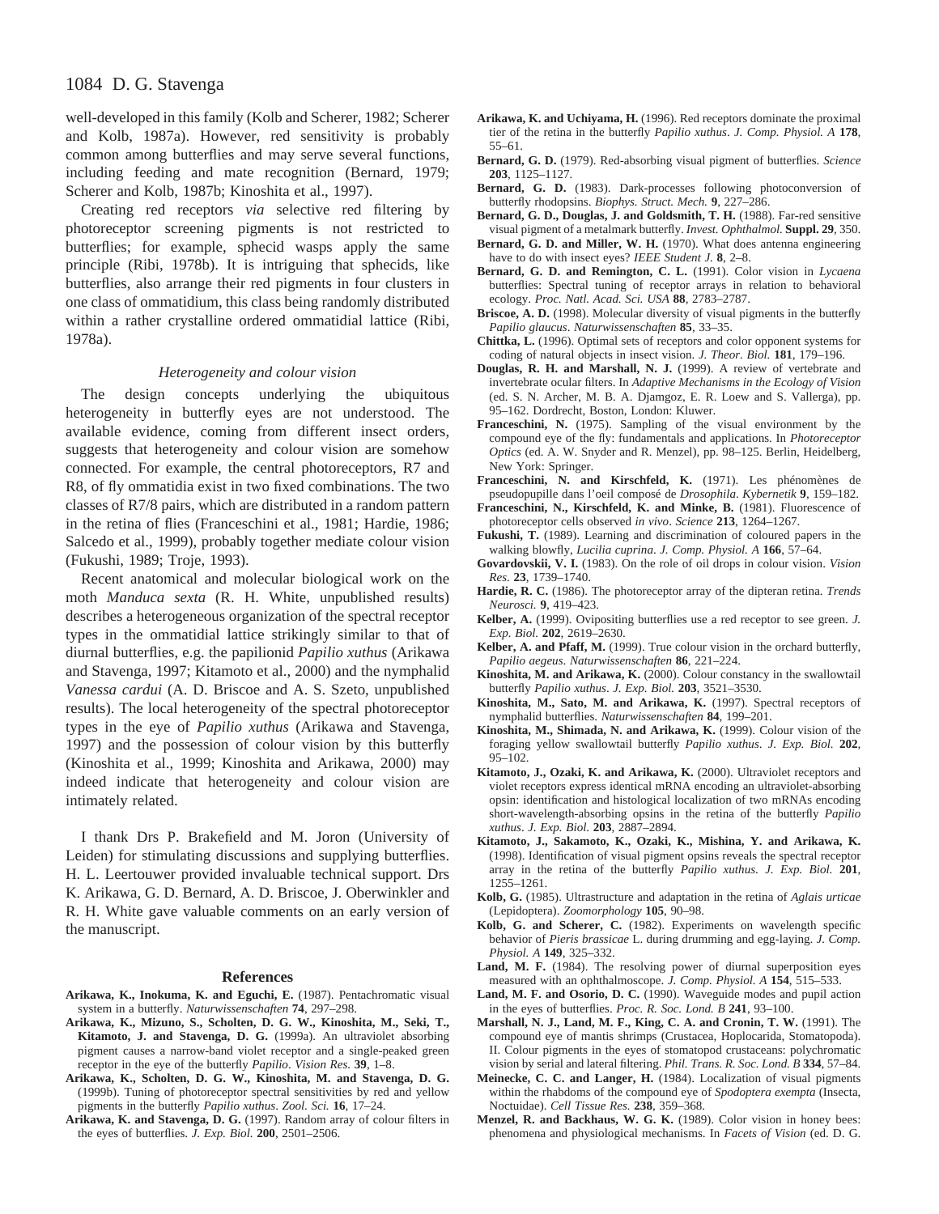well-developed in this family (Kolb and Scherer, 1982; Scherer and Kolb, 1987a). However, red sensitivity is probably common among butterflies and may serve several functions, including feeding and mate recognition (Bernard, 1979; Scherer and Kolb, 1987b; Kinoshita et al., 1997).

Creating red receptors *via* selective red filtering by photoreceptor screening pigments is not restricted to butterflies; for example, sphecid wasps apply the same principle (Ribi, 1978b). It is intriguing that sphecids, like butterflies, also arrange their red pigments in four clusters in one class of ommatidium, this class being randomly distributed within a rather crystalline ordered ommatidial lattice (Ribi, 1978a).

### *Heterogeneity and colour vision*

The design concepts underlying the ubiquitous heterogeneity in butterfly eyes are not understood. The available evidence, coming from different insect orders, suggests that heterogeneity and colour vision are somehow connected. For example, the central photoreceptors, R7 and R8, of fly ommatidia exist in two fixed combinations. The two classes of R7/8 pairs, which are distributed in a random pattern in the retina of flies (Franceschini et al., 1981; Hardie, 1986; Salcedo et al., 1999), probably together mediate colour vision (Fukushi, 1989; Troje, 1993).

Recent anatomical and molecular biological work on the moth *Manduca sexta* (R. H. White, unpublished results) describes a heterogeneous organization of the spectral receptor types in the ommatidial lattice strikingly similar to that of diurnal butterflies, e.g. the papilionid *Papilio xuthus* (Arikawa and Stavenga, 1997; Kitamoto et al., 2000) and the nymphalid *Vanessa cardui* (A. D. Briscoe and A. S. Szeto, unpublished results). The local heterogeneity of the spectral photoreceptor types in the eye of *Papilio xuthus* (Arikawa and Stavenga, 1997) and the possession of colour vision by this butterfly (Kinoshita et al., 1999; Kinoshita and Arikawa, 2000) may indeed indicate that heterogeneity and colour vision are intimately related.

I thank Drs P. Brakefield and M. Joron (University of Leiden) for stimulating discussions and supplying butterflies. H. L. Leertouwer provided invaluable technical support. Drs K. Arikawa, G. D. Bernard, A. D. Briscoe, J. Oberwinkler and R. H. White gave valuable comments on an early version of the manuscript.

## References

**Arikawa, K., Inokuma, K. and Eguchi, E.** (1987). Pentachromatic visual system in a butterfly. *Naturwissenschaften* **74**, 297–298.

**Arikawa, K., Mizuno, S., Scholten, D. G. W., Kinoshita, M., Seki, T., Kitamoto, J. and Stavenga, D. G.** (1999a). An ultraviolet absorbing pigment causes a narrow-band violet receptor and a single-peaked green receptor in the eye of the butterfly *Papilio*. *Vision Res.* **39**, 1–8.

**Arikawa, K., Scholten, D. G. W., Kinoshita, M. and Stavenga, D. G.** (1999b). Tuning of photoreceptor spectral sensitivities by red and yellow pigments in the butterfly *Papilio xuthus*. *Zool. Sci.* **16**, 17–24.

**Arikawa, K. and Stavenga, D. G.** (1997). Random array of colour filters in the eyes of butterflies. *J. Exp. Biol.* **200**, 2501–2506.

**Arikawa, K. and Uchiyama, H.** (1996). Red receptors dominate the proximal tier of the retina in the butterfly *Papilio xuthus*. *J. Comp. Physiol. A* **178**, 55–61.

**Bernard, G. D.** (1979). Red-absorbing visual pigment of butterflies. *Science* **203**, 1125–1127.

**Bernard, G. D.** (1983). Dark-processes following photoconversion of butterfly rhodopsins. *Biophys. Struct. Mech.* **9**, 227–286.

**Bernard, G. D., Douglas, J. and Goldsmith, T. H.** (1988). Far-red sensitive visual pigment of a metalmark butterfly. *Invest. Ophthalmol.* **Suppl. 29**, 350.

**Bernard, G. D. and Miller, W. H.** (1970). What does antenna engineering have to do with insect eyes? *IEEE Student J.* **8**, 2–8.

**Bernard, G. D. and Remington, C. L.** (1991). Color vision in *Lycaena* butterflies: Spectral tuning of receptor arrays in relation to behavioral ecology. *Proc. Natl. Acad. Sci. USA* **88**, 2783–2787.

**Briscoe, A. D.** (1998). Molecular diversity of visual pigments in the butterfly *Papilio glaucus*. *Naturwissenschaften* **85**, 33–35.

**Chittka, L.** (1996). Optimal sets of receptors and color opponent systems for coding of natural objects in insect vision. *J. Theor. Biol.* **181**, 179–196.

**Douglas, R. H. and Marshall, N. J.** (1999). A review of vertebrate and invertebrate ocular filters. In *Adaptive Mechanisms in the Ecology of Vision* (ed. S. N. Archer, M. B. A. Djamgoz, E. R. Loew and S. Vallerga), pp. 95–162. Dordrecht, Boston, London: Kluwer.

**Franceschini, N.** (1975). Sampling of the visual environment by the compound eye of the fly: fundamentals and applications. In *Photoreceptor Optics* (ed. A. W. Snyder and R. Menzel), pp. 98–125. Berlin, Heidelberg, New York: Springer.

**Franceschini, N. and Kirschfeld, K.** (1971). Les phénomènes de pseudopupille dans l'oeil composé de *Drosophila*. *Kybernetik* **9**, 159–182.

**Franceschini, N., Kirschfeld, K. and Minke, B.** (1981). Fluorescence of photoreceptor cells observed *in vivo*. *Science* **213**, 1264–1267.

**Fukushi, T.** (1989). Learning and discrimination of coloured papers in the walking blowfly, *Lucilia cuprina*. *J. Comp. Physiol. A* **166**, 57–64.

**Govardovskii, V. I.** (1983). On the role of oil drops in colour vision. *Vision Res.* **23**, 1739–1740.

**Hardie, R. C.** (1986). The photoreceptor array of the dipteran retina. *Trends Neurosci.* **9**, 419–423.

**Kelber, A.** (1999). Ovipositing butterflies use a red receptor to see green. *J. Exp. Biol.* **202**, 2619–2630.

**Kelber, A. and Pfaff, M.** (1999). True colour vision in the orchard butterfly, *Papilio aegeus*. *Naturwissenschaften* **86**, 221–224.

**Kinoshita, M. and Arikawa, K.** (2000). Colour constancy in the swallowtail butterfly *Papilio xuthus*. *J. Exp. Biol.* **203**, 3521–3530.

**Kinoshita, M., Sato, M. and Arikawa, K.** (1997). Spectral receptors of nymphalid butterflies. *Naturwissenschaften* **84**, 199–201.

**Kinoshita, M., Shimada, N. and Arikawa, K.** (1999). Colour vision of the foraging yellow swallowtail butterfly *Papilio xuthus*. *J. Exp. Biol.* **202**, 95–102.

**Kitamoto, J., Ozaki, K. and Arikawa, K.** (2000). Ultraviolet receptors and violet receptors express identical mRNA encoding an ultraviolet-absorbing opsin: identification and histological localization of two mRNAs encoding short-wavelength-absorbing opsins in the retina of the butterfly *Papilio xuthus*. *J. Exp. Biol.* **203**, 2887–2894.

**Kitamoto, J., Sakamoto, K., Ozaki, K., Mishina, Y. and Arikawa, K.** (1998). Identification of visual pigment opsins reveals the spectral receptor array in the retina of the butterfly *Papilio xuthus*. *J. Exp. Biol.* **201**, 1255–1261.

**Kolb, G.** (1985). Ultrastructure and adaptation in the retina of *Aglais urticae* (Lepidoptera). *Zoomorphology* **105**, 90–98.

**Kolb, G. and Scherer, C.** (1982). Experiments on wavelength specific behavior of *Pieris brassicae* L. during drumming and egg-laying. *J. Comp. Physiol. A* **149**, 325–332.

**Land, M. F.** (1984). The resolving power of diurnal superposition eyes measured with an ophthalmoscope. *J. Comp. Physiol. A* **154**, 515–533.

**Land, M. F. and Osorio, D. C.** (1990). Waveguide modes and pupil action in the eyes of butterflies. *Proc. R. Soc. Lond. B* **241**, 93–100.

**Marshall, N. J., Land, M. F., King, C. A. and Cronin, T. W.** (1991). The compound eye of mantis shrimps (Crustacea, Hoplocarida, Stomatopoda). II. Colour pigments in the eyes of stomatopod crustaceans: polychromatic vision by serial and lateral filtering. *Phil. Trans. R. Soc. Lond. B* **334**, 57–84.

**Meinecke, C. C. and Langer, H.** (1984). Localization of visual pigments within the rhabdoms of the compound eye of *Spodoptera exempta* (Insecta, Noctuidae). *Cell Tissue Res.* **238**, 359–368.

**Menzel, R. and Backhaus, W. G. K.** (1989). Color vision in honey bees: phenomena and physiological mechanisms. In *Facets of Vision* (ed. D. G.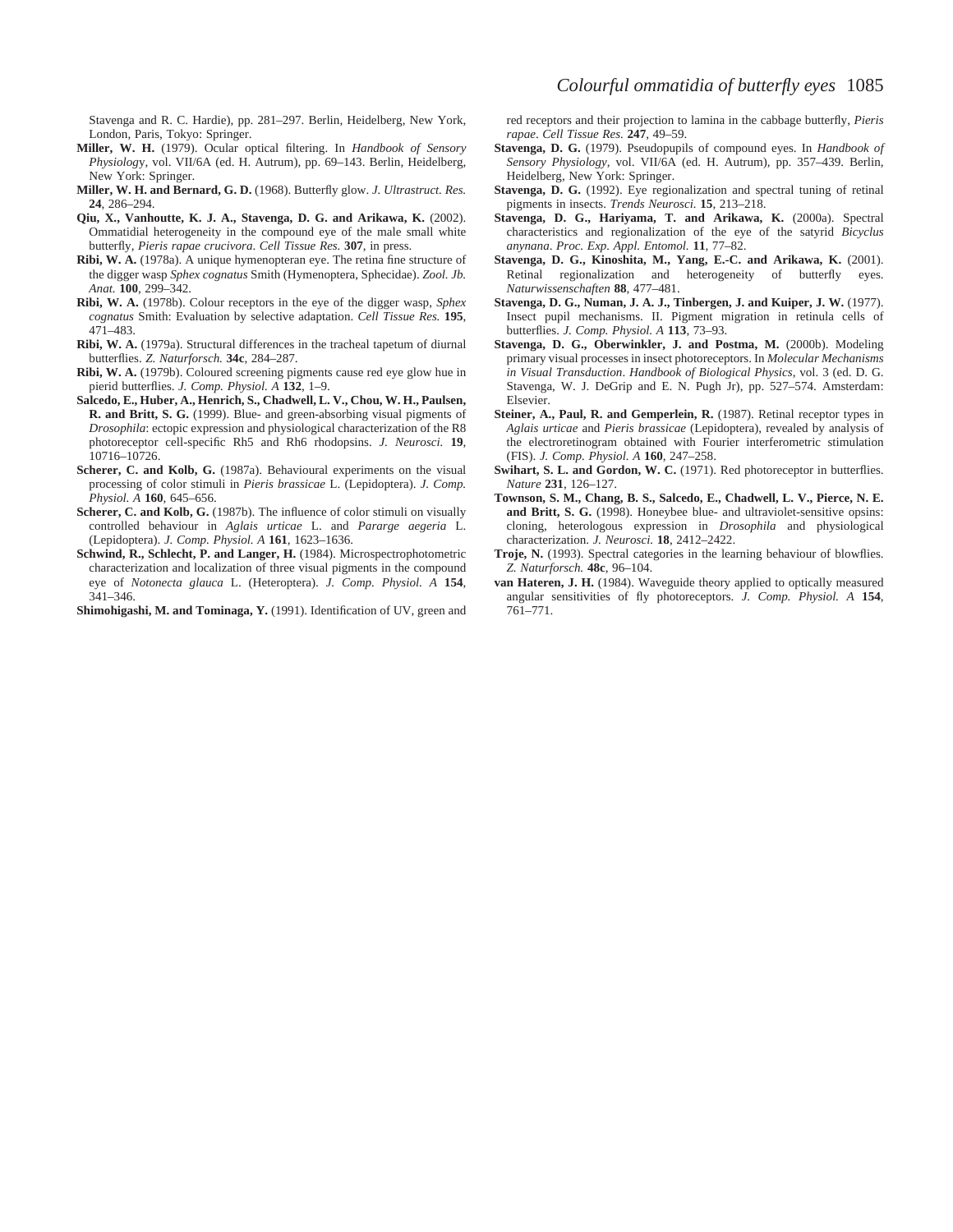Stavenga and R. C. Hardie), pp. 281–297. Berlin, Heidelberg, New York, London, Paris, Tokyo: Springer.

**Miller, W. H.** (1979). Ocular optical filtering. In *Handbook of Sensory Physiology*, vol. VII/6A (ed. H. Autrum), pp. 69–143. Berlin, Heidelberg, New York: Springer.

**Miller, W. H. and Bernard, G. D.** (1968). Butterfly glow. *J. Ultrastruct. Res.* **24**, 286–294.

**Qiu, X., Vanhoutte, K. J. A., Stavenga, D. G. and Arikawa, K.** (2002). Ommatidial heterogeneity in the compound eye of the male small white butterfly, *Pieris rapae crucivora*. *Cell Tissue Res.* **307**, in press.

**Ribi, W. A.** (1978a). A unique hymenopteran eye. The retina fine structure of the digger wasp *Sphex cognatus* Smith (Hymenoptera, Sphecidae). *Zool. Jb. Anat.* **100**, 299–342.

**Ribi, W. A.** (1978b). Colour receptors in the eye of the digger wasp, *Sphex cognatus* Smith: Evaluation by selective adaptation. *Cell Tissue Res.* **195**, 471–483.

**Ribi, W. A.** (1979a). Structural differences in the tracheal tapetum of diurnal butterflies. *Z. Naturforsch.* **34c**, 284–287.

**Ribi, W. A.** (1979b). Coloured screening pigments cause red eye glow hue in pierid butterflies. *J. Comp. Physiol. A* **132**, 1–9.

**Salcedo, E., Huber, A., Henrich, S., Chadwell, L. V., Chou, W. H., Paulsen, R. and Britt, S. G.** (1999). Blue- and green-absorbing visual pigments of *Drosophila*: ectopic expression and physiological characterization of the R8 photoreceptor cell-specific Rh5 and Rh6 rhodopsins. *J. Neurosci.* **19**, 10716–10726.

**Scherer, C. and Kolb, G.** (1987a). Behavioural experiments on the visual processing of color stimuli in *Pieris brassicae* L. (Lepidoptera). *J. Comp. Physiol. A* **160**, 645–656.

**Scherer, C. and Kolb, G.** (1987b). The influence of color stimuli on visually controlled behaviour in *Aglais urticae* L. and *Pararge aegeria* L. (Lepidoptera). *J. Comp. Physiol. A* **161**, 1623–1636.

**Schwind, R., Schlecht, P. and Langer, H.** (1984). Microspectrophotometric characterization and localization of three visual pigments in the compound eye of *Notonecta glauca* L. (Heteroptera). *J. Comp. Physiol. A* **154**, 341–346.

**Shimohigashi, M. and Tominaga, Y.** (1991). Identification of UV, green and red receptors and their projection to lamina in the cabbage butterfly, *Pieris rapae*. *Cell Tissue Res.* **247**, 49–59.

**Stavenga, D. G.** (1979). Pseudopupils of compound eyes. In *Handbook of Sensory Physiology*, vol. VII/6A (ed. H. Autrum), pp. 357–439. Berlin, Heidelberg, New York: Springer.

**Stavenga, D. G.** (1992). Eye regionalization and spectral tuning of retinal pigments in insects. *Trends Neurosci.* **15**, 213–218.

**Stavenga, D. G., Hariyama, T. and Arikawa, K.** (2000a). Spectral characteristics and regionalization of the eye of the satyrid *Bicyclus anynana*. *Proc. Exp. Appl. Entomol.* **11**, 77–82.

**Stavenga, D. G., Kinoshita, M., Yang, E.-C. and Arikawa, K.** (2001). Retinal regionalization and heterogeneity of butterfly eyes. *Naturwissenschaften* **88**, 477–481.

**Stavenga, D. G., Numan, J. A. J., Tinbergen, J. and Kuiper, J. W.** (1977). Insect pupil mechanisms. II. Pigment migration in retinula cells of butterflies. *J. Comp. Physiol. A* **113**, 73–93.

**Stavenga, D. G., Oberwinkler, J. and Postma, M.** (2000b). Modeling primary visual processes in insect photoreceptors. In *Molecular Mechanisms in Visual Transduction*. *Handbook of Biological Physics*, vol. 3 (ed. D. G. Stavenga, W. J. DeGrip and E. N. Pugh Jr), pp. 527–574. Amsterdam: Elsevier.

**Steiner, A., Paul, R. and Gemperlein, R.** (1987). Retinal receptor types in *Aglais urticae* and *Pieris brassicae* (Lepidoptera), revealed by analysis of the electroretinogram obtained with Fourier interferometric stimulation (FIS). *J. Comp. Physiol. A* **160**, 247–258.

**Swihart, S. L. and Gordon, W. C.** (1971). Red photoreceptor in butterflies. *Nature* **231**, 126–127.

**Townson, S. M., Chang, B. S., Salcedo, E., Chadwell, L. V., Pierce, N. E. and Britt, S. G.** (1998). Honeybee blue- and ultraviolet-sensitive opsins: cloning, heterologous expression in *Drosophila* and physiological characterization. *J. Neurosci.* **18**, 2412–2422.

**Troje, N.** (1993). Spectral categories in the learning behaviour of blowflies. *Z. Naturforsch.* **48c**, 96–104.

**van Hateren, J. H.** (1984). Waveguide theory applied to optically measured angular sensitivities of fly photoreceptors. *J. Comp. Physiol. A* **154**, 761–771.